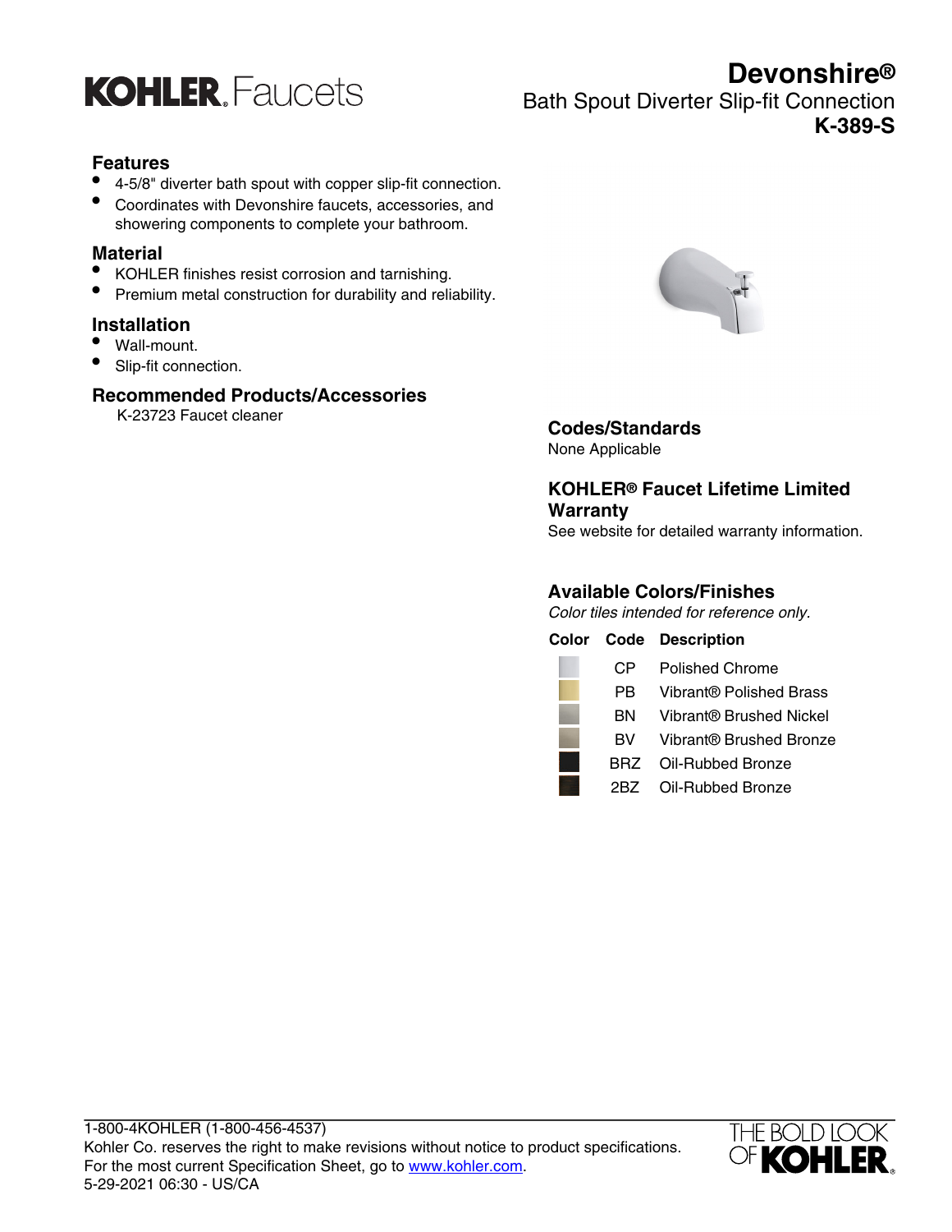# KOHLER. Faucets

# Devonshire®

## Bath Spout Diverter Slip-fit Connection

**K-389-S**

### Features

- 4-5/8" diverter bath spout with copper slip-fit connection.
- Coordinates with Devonshire faucets, accessories, and showering components to complete your bathroom.

### Material

- KOHLER finishes resist corrosion and tarnishing.
- Premium metal construction for durability and reliability.

### Installation

- Wall-mount.
- Slip-fit connection.

### Recommended Products/Accessories

K-23723 Faucet cleaner

### Codes/Standards

None Applicable

### KOHLER® Faucet Lifetime Limited Warranty

See website for detailed warranty information.

### Available Colors/Finishes

*Color tiles intended for reference only.*

| Color | Code | Description |
|---|---|---|
| | CP | Polished Chrome |
| | PB | Vibrant® Polished Brass |
| | BN | Vibrant® Brushed Nickel |
| | BV | Vibrant® Brushed Bronze |
| | BRZ | Oil-Rubbed Bronze |
| | 2BZ | Oil-Rubbed Bronze |

1-800-4KOHLER (1-800-456-4537)
Kohler Co. reserves the right to make revisions without notice to product specifications.
For the most current Specification Sheet, go to www.kohler.com.
5-29-2021 06:30 - US/CA

THE BOLD LOOK OF KOHLER.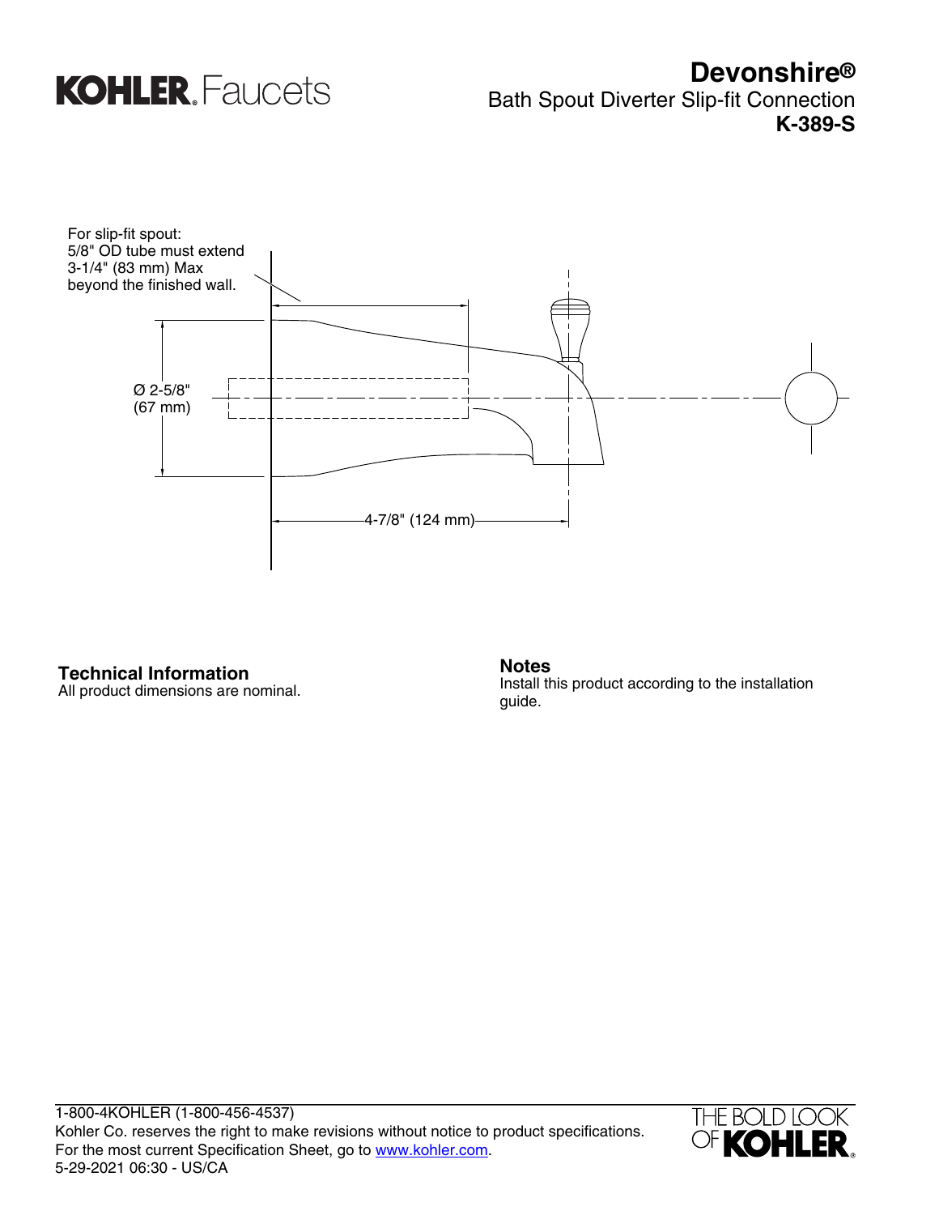# Devonshire®

Bath Spout Diverter Slip-fit Connection

**K-389-S**

For slip-fit spout:
5/8" OD tube must extend
3-1/4" (83 mm) Max
beyond the finished wall.

Ø 2-5/8"
(67 mm)

4-7/8" (124 mm)

## Technical Information

All product dimensions are nominal.

## Notes

Install this product according to the installation guide.

1-800-4KOHLER (1-800-456-4537)
Kohler Co. reserves the right to make revisions without notice to product specifications.
For the most current Specification Sheet, go to www.kohler.com.
5-29-2021 06:30 - US/CA